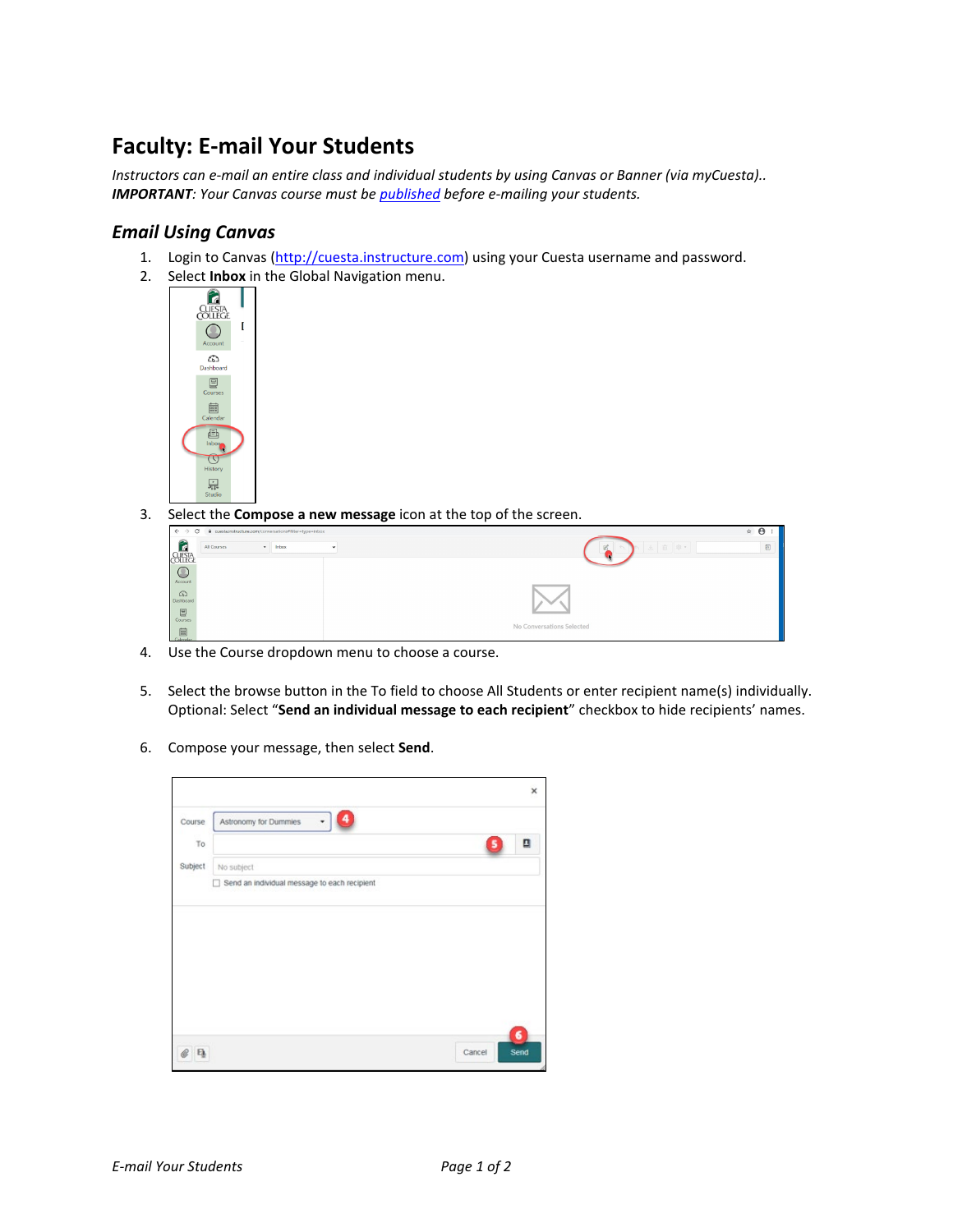# Faculty: E-mail Your Students

*Instructors can e-mail an entire class and individual students by using Canvas or Banner (via myCuesta)..*
***IMPORTANT**: Your Canvas course must be [published](published) before e-mailing your students.*

## *Email Using Canvas*

1. Login to Canvas (http://cuesta.instructure.com) using your Cuesta username and password.
2. Select **Inbox** in the Global Navigation menu.
3. Select the **Compose a new message** icon at the top of the screen.
4. Use the Course dropdown menu to choose a course.
5. Select the browse button in the To field to choose All Students or enter recipient name(s) individually. Optional: Select "**Send an individual message to each recipient**" checkbox to hide recipients' names.
6. Compose your message, then select **Send**.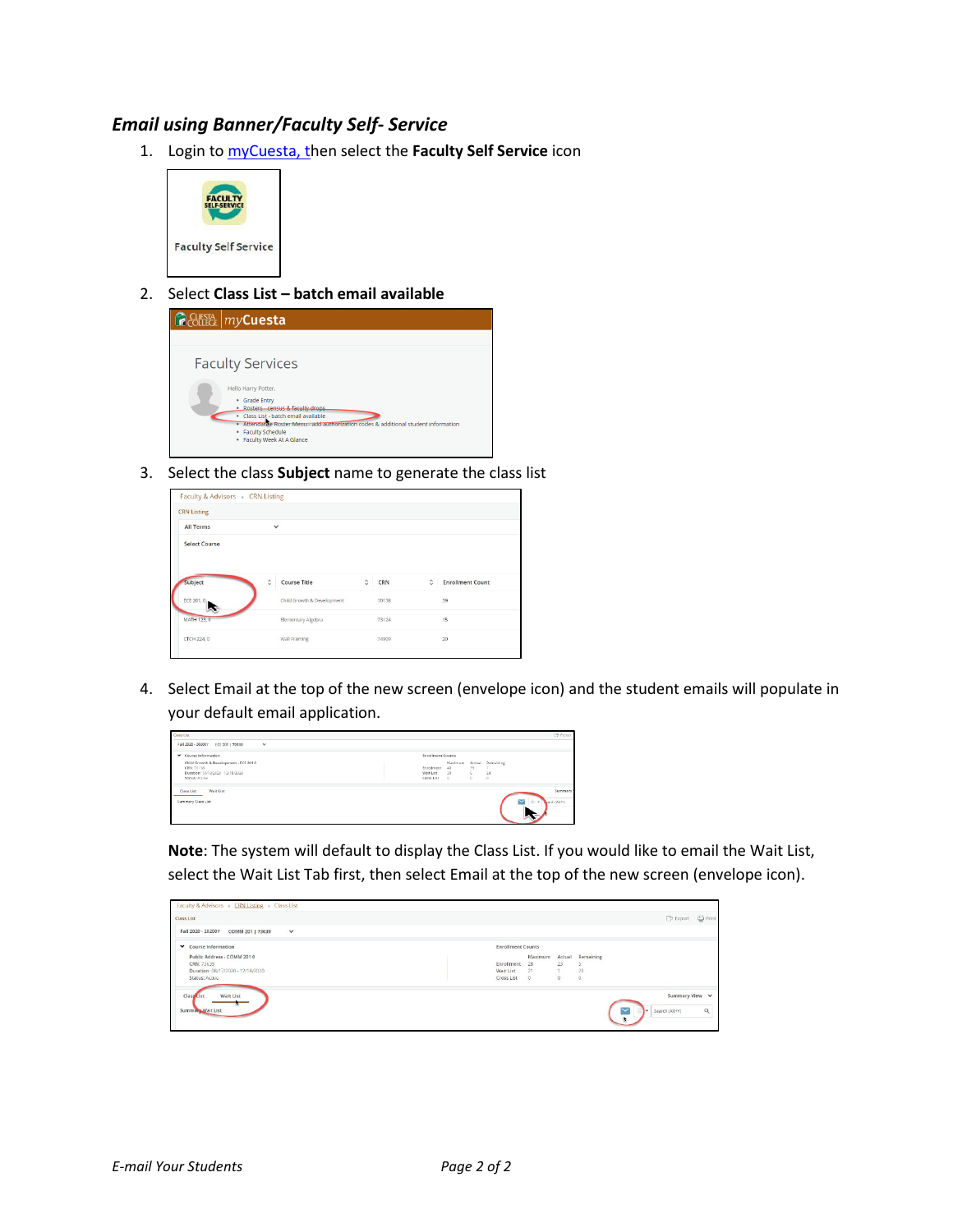## *Email using Banner/Faculty Self- Service*

1. Login to [myCuesta,](#) then select the **Faculty Self Service** icon
2. Select **Class List – batch email available**
3. Select the class **Subject** name to generate the class list
4. Select Email at the top of the new screen (envelope icon) and the student emails will populate in your default email application.

   **Note**: The system will default to display the Class List. If you would like to email the Wait List, select the Wait List Tab first, then select Email at the top of the new screen (envelope icon).